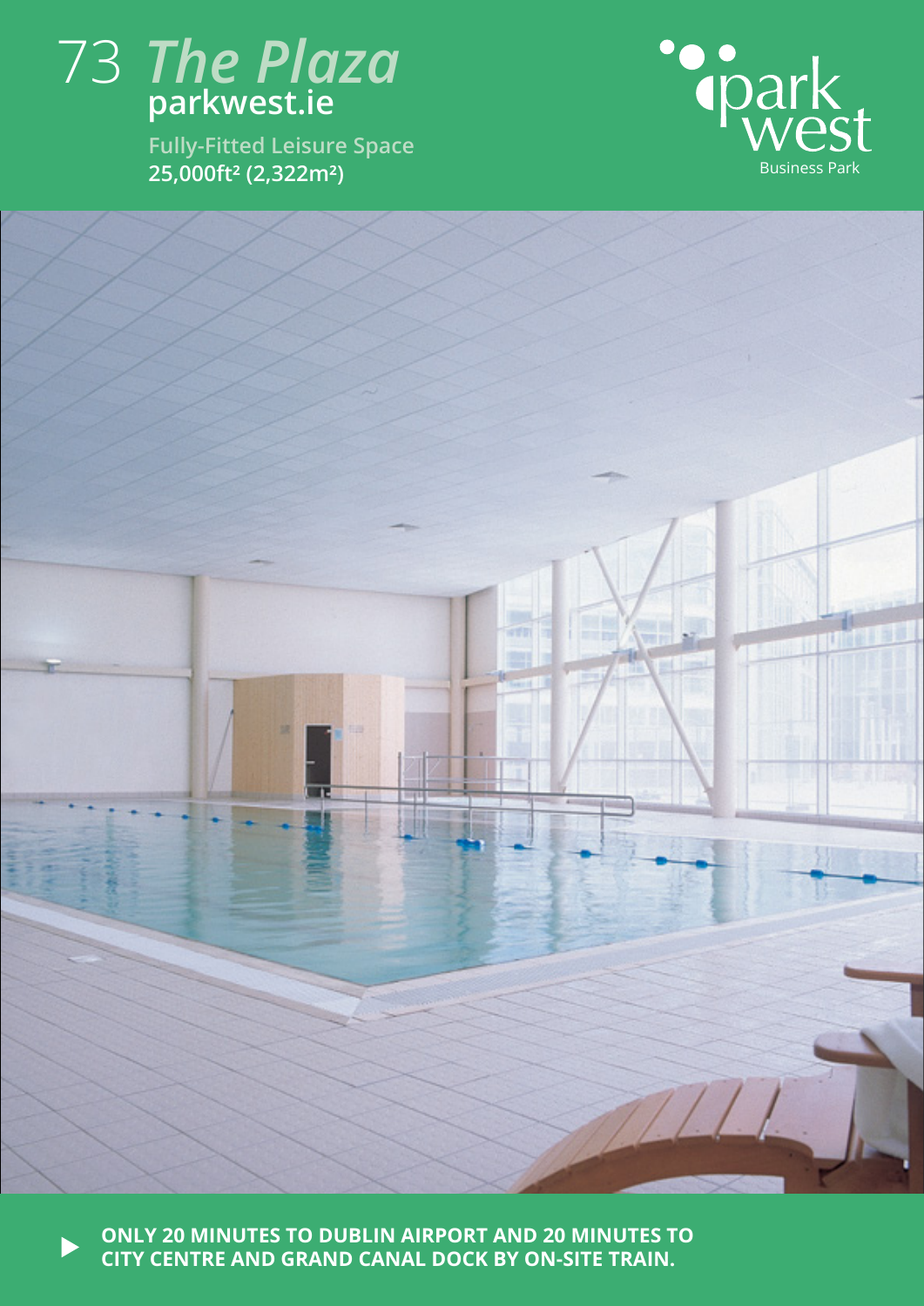# 73 *The Plaza*

**parkwest.ie**

**Fully-Fitted Leisure Space**

**25,000ft² (2,322m²)**

park west
Business Park

**ONLY 20 MINUTES TO DUBLIN AIRPORT AND 20 MINUTES TO CITY CENTRE AND GRAND CANAL DOCK BY ON-SITE TRAIN.**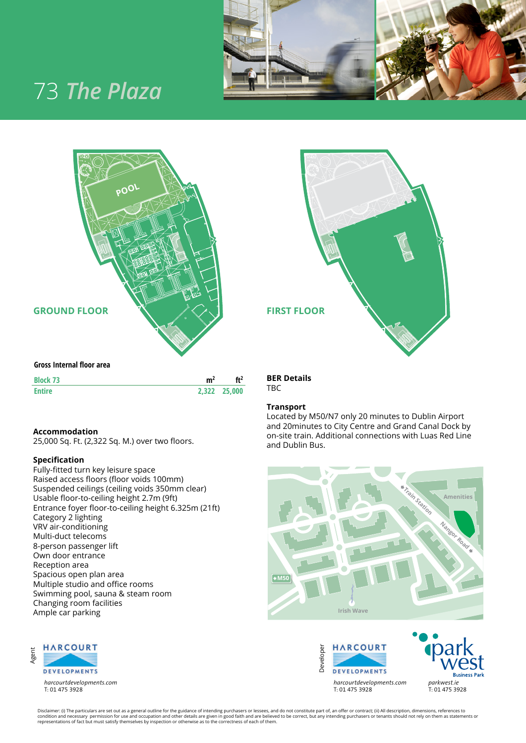# 73 *The Plaza*

GROUND FLOOR

POOL

FIRST FLOOR

**Gross Internal floor area**

| Block 73 | m² | ft² |
|---|---|---|
| Entire | 2,322 | 25,000 |

**Accommodation**
25,000 Sq. Ft. (2,322 Sq. M.) over two floors.

**Specification**
Fully-fitted turn key leisure space
Raised access floors (floor voids 100mm)
Suspended ceilings (ceiling voids 350mm clear)
Usable floor-to-ceiling height 2.7m (9ft)
Entrance foyer floor-to-ceiling height 6.325m (21ft)
Category 2 lighting
VRV air-conditioning
Multi-duct telecoms
8-person passenger lift
Own door entrance
Reception area
Spacious open plan area
Multiple studio and office rooms
Swimming pool, sauna & steam room
Changing room facilities
Ample car parking

**BER Details**
TBC

**Transport**
Located by M50/N7 only 20 minutes to Dublin Airport and 20minutes to City Centre and Grand Canal Dock by on-site train. Additional connections with Luas Red Line and Dublin Bus.

Train Station
Amenities
Nangor Road
M50
Irish Wave

Agent
HARCOURT DEVELOPMENTS
*harcourtdevelopments.com*
T: 01 475 3928

Developer
HARCOURT DEVELOPMENTS
*harcourtdevelopments.com*
T: 01 475 3928

park west Business Park
*parkwest.ie*
T: 01 475 3928

Disclaimer: (i) The particulars are set out as a general outline for the guidance of intending purchasers or lessees, and do not constitute part of, an offer or contract; (ii) All description, dimensions, references to condition and necessary permission for use and occupation and other details are given in good faith and are believed to be correct, but any intending purchasers or tenants should not rely on them as statements or representations of fact but must satisfy themselves by inspection or otherwise as to the correctness of each of them.